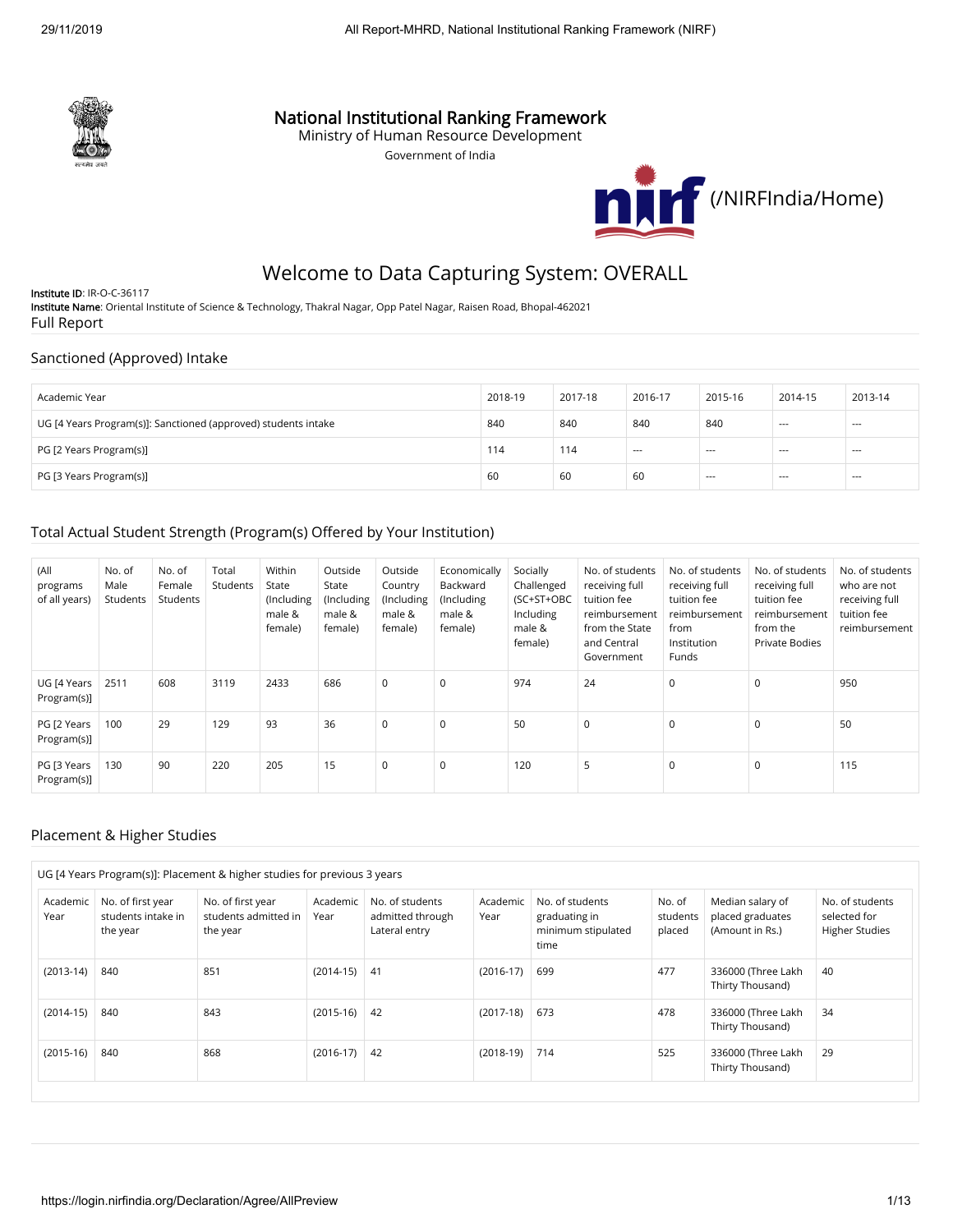# National Institutional Ranking Framework

Ministry of Human Resource Development

Government of India

(/NIRFIndia/Home)

## Welcome to Data Capturing System: OVERALL

**Institute ID**: IR-O-C-36117

**Institute Name**: Oriental Institute of Science & Technology, Thakral Nagar, Opp Patel Nagar, Raisen Road, Bhopal-462021

Full Report

### Sanctioned (Approved) Intake

| Academic Year | 2018-19 | 2017-18 | 2016-17 | 2015-16 | 2014-15 | 2013-14 |
|---|---|---|---|---|---|---|
| UG [4 Years Program(s)]: Sanctioned (approved) students intake | 840 | 840 | 840 | 840 | --- | --- |
| PG [2 Years Program(s)] | 114 | 114 | --- | --- | --- | --- |
| PG [3 Years Program(s)] | 60 | 60 | 60 | --- | --- | --- |

### Total Actual Student Strength (Program(s) Offered by Your Institution)

| (All programs of all years) | No. of Male Students | No. of Female Students | Total Students | Within State (Including male & female) | Outside State (Including male & female) | Outside Country (Including male & female) | Economically Backward (Including male & female) | Socially Challenged (SC+ST+OBC Including male & female) | No. of students receiving full tuition fee reimbursement from the State and Central Government | No. of students receiving full tuition fee reimbursement from Institution Funds | No. of students receiving full tuition fee reimbursement from the Private Bodies | No. of students who are not receiving full tuition fee reimbursement |
|---|---|---|---|---|---|---|---|---|---|---|---|---|
| UG [4 Years Program(s)] | 2511 | 608 | 3119 | 2433 | 686 | 0 | 0 | 974 | 24 | 0 | 0 | 950 |
| PG [2 Years Program(s)] | 100 | 29 | 129 | 93 | 36 | 0 | 0 | 50 | 0 | 0 | 0 | 50 |
| PG [3 Years Program(s)] | 130 | 90 | 220 | 205 | 15 | 0 | 0 | 120 | 5 | 0 | 0 | 115 |

### Placement & Higher Studies

UG [4 Years Program(s)]: Placement & higher studies for previous 3 years

| Academic Year | No. of first year students intake in the year | No. of first year students admitted in the year | Academic Year | No. of students admitted through Lateral entry | Academic Year | No. of students graduating in minimum stipulated time | No. of students placed | Median salary of placed graduates (Amount in Rs.) | No. of students selected for Higher Studies |
|---|---|---|---|---|---|---|---|---|---|
| (2013-14) | 840 | 851 | (2014-15) | 41 | (2016-17) | 699 | 477 | 336000 (Three Lakh Thirty Thousand) | 40 |
| (2014-15) | 840 | 843 | (2015-16) | 42 | (2017-18) | 673 | 478 | 336000 (Three Lakh Thirty Thousand) | 34 |
| (2015-16) | 840 | 868 | (2016-17) | 42 | (2018-19) | 714 | 525 | 336000 (Three Lakh Thirty Thousand) | 29 |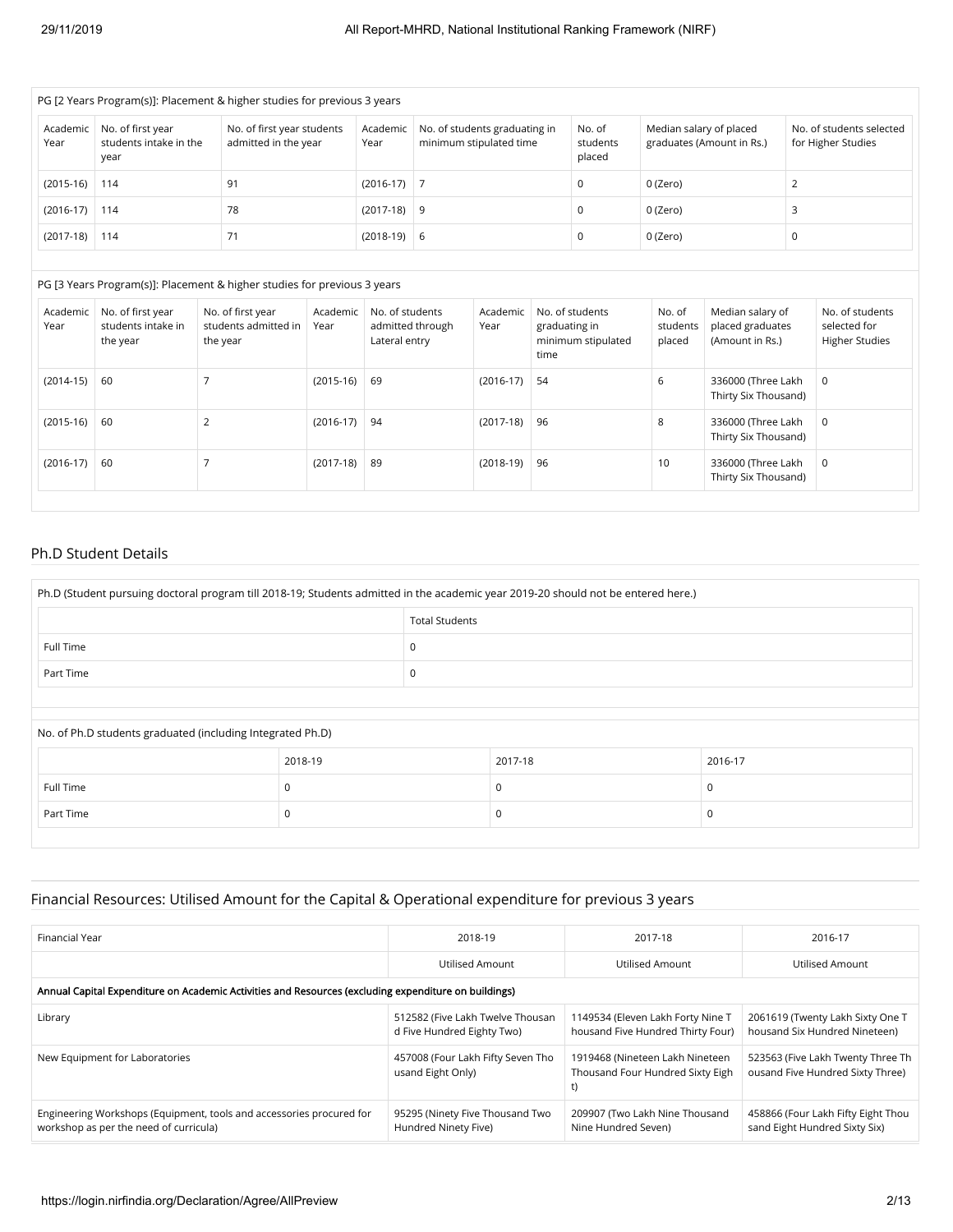PG [2 Years Program(s)]: Placement & higher studies for previous 3 years

| Academic Year | No. of first year students intake in the year | No. of first year students admitted in the year | Academic Year | No. of students graduating in minimum stipulated time | No. of students placed | Median salary of placed graduates (Amount in Rs.) | No. of students selected for Higher Studies |
|---|---|---|---|---|---|---|---|
| (2015-16) | 114 | 91 | (2016-17) | 7 | 0 | 0 (Zero) | 2 |
| (2016-17) | 114 | 78 | (2017-18) | 9 | 0 | 0 (Zero) | 3 |
| (2017-18) | 114 | 71 | (2018-19) | 6 | 0 | 0 (Zero) | 0 |

PG [3 Years Program(s)]: Placement & higher studies for previous 3 years

| Academic Year | No. of first year students intake in the year | No. of first year students admitted in the year | Academic Year | No. of students admitted through Lateral entry | Academic Year | No. of students graduating in minimum stipulated time | No. of students placed | Median salary of placed graduates (Amount in Rs.) | No. of students selected for Higher Studies |
|---|---|---|---|---|---|---|---|---|---|
| (2014-15) | 60 | 7 | (2015-16) | 69 | (2016-17) | 54 | 6 | 336000 (Three Lakh Thirty Six Thousand) | 0 |
| (2015-16) | 60 | 2 | (2016-17) | 94 | (2017-18) | 96 | 8 | 336000 (Three Lakh Thirty Six Thousand) | 0 |
| (2016-17) | 60 | 7 | (2017-18) | 89 | (2018-19) | 96 | 10 | 336000 (Three Lakh Thirty Six Thousand) | 0 |

## Ph.D Student Details

Ph.D (Student pursuing doctoral program till 2018-19; Students admitted in the academic year 2019-20 should not be entered here.)

| | Total Students |
|---|---|
| Full Time | 0 |
| Part Time | 0 |

No. of Ph.D students graduated (including Integrated Ph.D)

| | 2018-19 | 2017-18 | 2016-17 |
|---|---|---|---|
| Full Time | 0 | 0 | 0 |
| Part Time | 0 | 0 | 0 |

## Financial Resources: Utilised Amount for the Capital & Operational expenditure for previous 3 years

| Financial Year | 2018-19 | 2017-18 | 2016-17 |
|---|---|---|---|
| | Utilised Amount | Utilised Amount | Utilised Amount |
| **Annual Capital Expenditure on Academic Activities and Resources (excluding expenditure on buildings)** | | | |
| Library | 512582 (Five Lakh Twelve Thousand Five Hundred Eighty Two) | 1149534 (Eleven Lakh Forty Nine Thousand Five Hundred Thirty Four) | 2061619 (Twenty Lakh Sixty One Thousand Six Hundred Nineteen) |
| New Equipment for Laboratories | 457008 (Four Lakh Fifty Seven Thousand Eight Only) | 1919468 (Nineteen Lakh Nineteen Thousand Four Hundred Sixty Eight) | 523563 (Five Lakh Twenty Three Thousand Five Hundred Sixty Three) |
| Engineering Workshops (Equipment, tools and accessories procured for workshop as per the need of curricula) | 95295 (Ninety Five Thousand Two Hundred Ninety Five) | 209907 (Two Lakh Nine Thousand Nine Hundred Seven) | 458866 (Four Lakh Fifty Eight Thousand Eight Hundred Sixty Six) |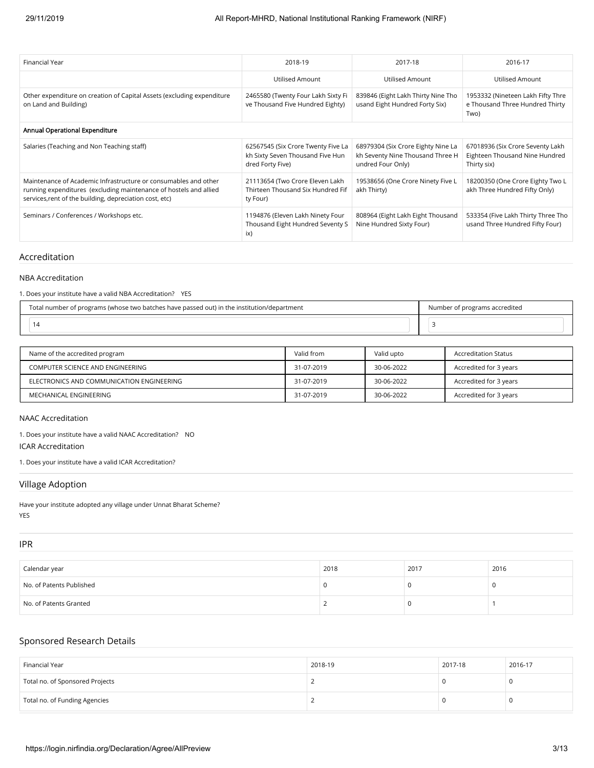| Financial Year | 2018-19 | 2017-18 | 2016-17 |
|---|---|---|---|
| | Utilised Amount | Utilised Amount | Utilised Amount |
| Other expenditure on creation of Capital Assets (excluding expenditure on Land and Building) | 2465580 (Twenty Four Lakh Sixty Five Thousand Five Hundred Eighty) | 839846 (Eight Lakh Thirty Nine Thousand Eight Hundred Forty Six) | 1953332 (Nineteen Lakh Fifty Three Thousand Three Hundred Thirty Two) |
| **Annual Operational Expenditure** | | | |
| Salaries (Teaching and Non Teaching staff) | 62567545 (Six Crore Twenty Five Lakh Sixty Seven Thousand Five Hundred Forty Five) | 68979304 (Six Crore Eighty Nine Lakh Seventy Nine Thousand Three Hundred Four Only) | 67018936 (Six Crore Seventy Lakh Eighteen Thousand Nine Hundred Thirty six) |
| Maintenance of Academic Infrastructure or consumables and other running expenditures (excluding maintenance of hostels and allied services,rent of the building, depreciation cost, etc) | 21113654 (Two Crore Eleven Lakh Thirteen Thousand Six Hundred Fifty Four) | 19538656 (One Crore Ninety Five Lakh Thirty) | 18200350 (One Crore Eighty Two Lakh Three Hundred Fifty Only) |
| Seminars / Conferences / Workshops etc. | 1194876 (Eleven Lakh Ninety Four Thousand Eight Hundred Seventy Six) | 808964 (Eight Lakh Eight Thousand Nine Hundred Sixty Four) | 533354 (Five Lakh Thirty Three Thousand Three Hundred Fifty Four) |

## Accreditation

### NBA Accreditation

1. Does your institute have a valid NBA Accreditation? YES

| Total number of programs (whose two batches have passed out) in the institution/department | Number of programs accredited |
|---|---|
| 14 | 3 |

| Name of the accredited program | Valid from | Valid upto | Accreditation Status |
|---|---|---|---|
| COMPUTER SCIENCE AND ENGINEERING | 31-07-2019 | 30-06-2022 | Accredited for 3 years |
| ELECTRONICS AND COMMUNICATION ENGINEERING | 31-07-2019 | 30-06-2022 | Accredited for 3 years |
| MECHANICAL ENGINEERING | 31-07-2019 | 30-06-2022 | Accredited for 3 years |

### NAAC Accreditation

1. Does your institute have a valid NAAC Accreditation? NO

### ICAR Accreditation

1. Does your institute have a valid ICAR Accreditation?

## Village Adoption

Have your institute adopted any village under Unnat Bharat Scheme?
YES

## IPR

| Calendar year | 2018 | 2017 | 2016 |
|---|---|---|---|
| No. of Patents Published | 0 | 0 | 0 |
| No. of Patents Granted | 2 | 0 | 1 |

## Sponsored Research Details

| Financial Year | 2018-19 | 2017-18 | 2016-17 |
|---|---|---|---|
| Total no. of Sponsored Projects | 2 | 0 | 0 |
| Total no. of Funding Agencies | 2 | 0 | 0 |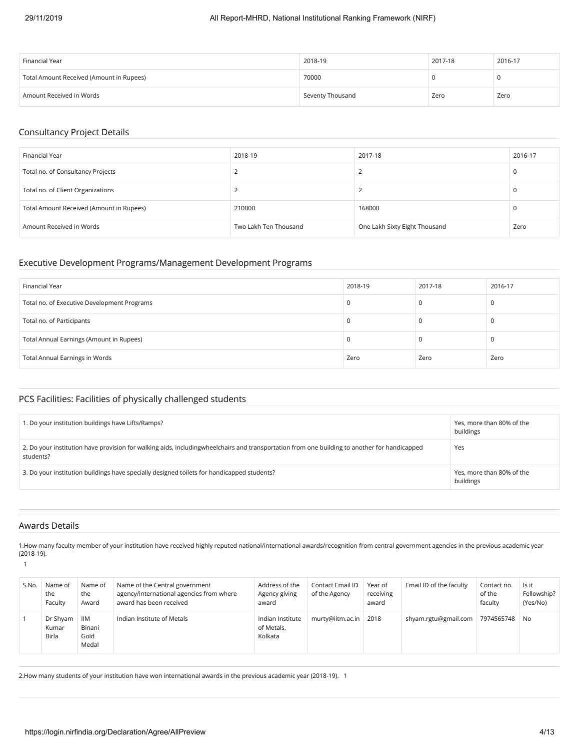| Financial Year | 2018-19 | 2017-18 | 2016-17 |
|---|---|---|---|
| Total Amount Received (Amount in Rupees) | 70000 | 0 | 0 |
| Amount Received in Words | Seventy Thousand | Zero | Zero |

## Consultancy Project Details

| Financial Year | 2018-19 | 2017-18 | 2016-17 |
|---|---|---|---|
| Total no. of Consultancy Projects | 2 | 2 | 0 |
| Total no. of Client Organizations | 2 | 2 | 0 |
| Total Amount Received (Amount in Rupees) | 210000 | 168000 | 0 |
| Amount Received in Words | Two Lakh Ten Thousand | One Lakh Sixty Eight Thousand | Zero |

## Executive Development Programs/Management Development Programs

| Financial Year | 2018-19 | 2017-18 | 2016-17 |
|---|---|---|---|
| Total no. of Executive Development Programs | 0 | 0 | 0 |
| Total no. of Participants | 0 | 0 | 0 |
| Total Annual Earnings (Amount in Rupees) | 0 | 0 | 0 |
| Total Annual Earnings in Words | Zero | Zero | Zero |

## PCS Facilities: Facilities of physically challenged students

| | |
|---|---|
| 1. Do your institution buildings have Lifts/Ramps? | Yes, more than 80% of the buildings |
| 2. Do your institution have provision for walking aids, includingwheelchairs and transportation from one building to another for handicapped students? | Yes |
| 3. Do your institution buildings have specially designed toilets for handicapped students? | Yes, more than 80% of the buildings |

## Awards Details

1.How many faculty member of your institution have received highly reputed national/international awards/recognition from central government agencies in the previous academic year (2018-19).

1

| S.No. | Name of the Faculty | Name of the Award | Name of the Central government agency/international agencies from where award has been received | Address of the Agency giving award | Contact Email ID of the Agency | Year of receiving award | Email ID of the faculty | Contact no. of the faculty | Is it Fellowship? (Yes/No) |
|---|---|---|---|---|---|---|---|---|---|
| 1 | Dr Shyam Kumar Birla | IIM Binani Gold Medal | Indian Institute of Metals | Indian Institute of Metals, Kolkata | murty@iitm.ac.in | 2018 | shyam.rgtu@gmail.com | 7974565748 | No |

2.How many students of your institution have won international awards in the previous academic year (2018-19). 1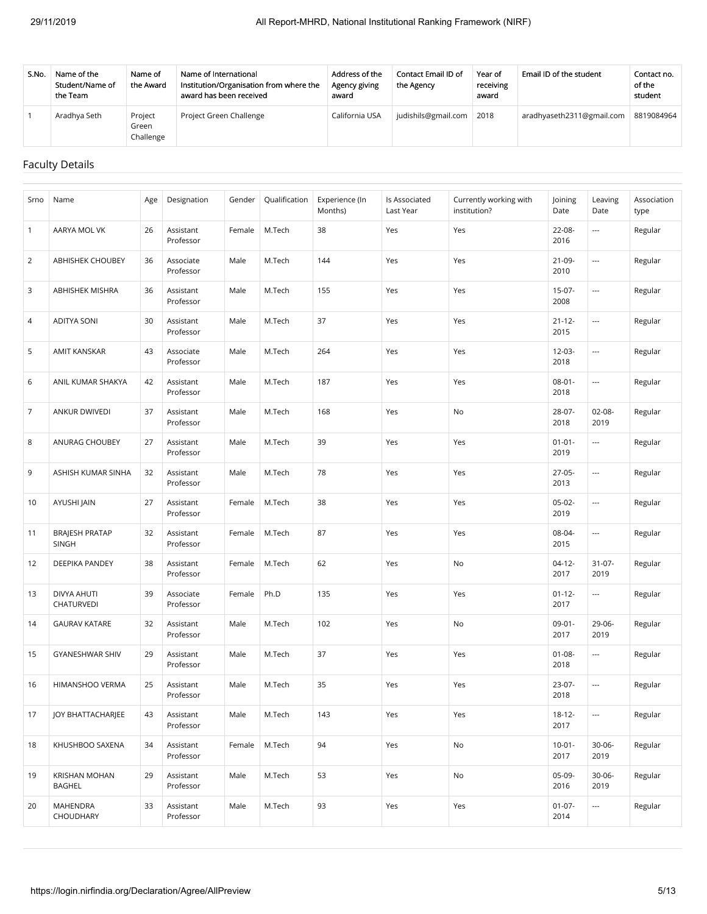| S.No. | Name of the Student/Name of the Team | Name of the Award | Name of International Institution/Organisation from where the award has been received | Address of the Agency giving award | Contact Email ID of the Agency | Year of receiving award | Email ID of the student | Contact no. of the student |
|---|---|---|---|---|---|---|---|---|
| 1 | Aradhya Seth | Project Green Challenge | Project Green Challenge | California USA | judishils@gmail.com | 2018 | aradhyaseth2311@gmail.com | 8819084964 |

## Faculty Details

| Srno | Name | Age | Designation | Gender | Qualification | Experience (In Months) | Is Associated Last Year | Currently working with institution? | Joining Date | Leaving Date | Association type |
|---|---|---|---|---|---|---|---|---|---|---|---|
| 1 | AARYA MOL VK | 26 | Assistant Professor | Female | M.Tech | 38 | Yes | Yes | 22-08-2016 | --- | Regular |
| 2 | ABHISHEK CHOUBEY | 36 | Associate Professor | Male | M.Tech | 144 | Yes | Yes | 21-09-2010 | --- | Regular |
| 3 | ABHISHEK MISHRA | 36 | Assistant Professor | Male | M.Tech | 155 | Yes | Yes | 15-07-2008 | --- | Regular |
| 4 | ADITYA SONI | 30 | Assistant Professor | Male | M.Tech | 37 | Yes | Yes | 21-12-2015 | --- | Regular |
| 5 | AMIT KANSKAR | 43 | Associate Professor | Male | M.Tech | 264 | Yes | Yes | 12-03-2018 | --- | Regular |
| 6 | ANIL KUMAR SHAKYA | 42 | Assistant Professor | Male | M.Tech | 187 | Yes | Yes | 08-01-2018 | --- | Regular |
| 7 | ANKUR DWIVEDI | 37 | Assistant Professor | Male | M.Tech | 168 | Yes | No | 28-07-2018 | 02-08-2019 | Regular |
| 8 | ANURAG CHOUBEY | 27 | Assistant Professor | Male | M.Tech | 39 | Yes | Yes | 01-01-2019 | --- | Regular |
| 9 | ASHISH KUMAR SINHA | 32 | Assistant Professor | Male | M.Tech | 78 | Yes | Yes | 27-05-2013 | --- | Regular |
| 10 | AYUSHI JAIN | 27 | Assistant Professor | Female | M.Tech | 38 | Yes | Yes | 05-02-2019 | --- | Regular |
| 11 | BRAJESH PRATAP SINGH | 32 | Assistant Professor | Female | M.Tech | 87 | Yes | Yes | 08-04-2015 | --- | Regular |
| 12 | DEEPIKA PANDEY | 38 | Assistant Professor | Female | M.Tech | 62 | Yes | No | 04-12-2017 | 31-07-2019 | Regular |
| 13 | DIVYA AHUTI CHATURVEDI | 39 | Associate Professor | Female | Ph.D | 135 | Yes | Yes | 01-12-2017 | --- | Regular |
| 14 | GAURAV KATARE | 32 | Assistant Professor | Male | M.Tech | 102 | Yes | No | 09-01-2017 | 29-06-2019 | Regular |
| 15 | GYANESHWAR SHIV | 29 | Assistant Professor | Male | M.Tech | 37 | Yes | Yes | 01-08-2018 | --- | Regular |
| 16 | HIMANSHOO VERMA | 25 | Assistant Professor | Male | M.Tech | 35 | Yes | Yes | 23-07-2018 | --- | Regular |
| 17 | JOY BHATTACHARJEE | 43 | Assistant Professor | Male | M.Tech | 143 | Yes | Yes | 18-12-2017 | --- | Regular |
| 18 | KHUSHBOO SAXENA | 34 | Assistant Professor | Female | M.Tech | 94 | Yes | No | 10-01-2017 | 30-06-2019 | Regular |
| 19 | KRISHAN MOHAN BAGHEL | 29 | Assistant Professor | Male | M.Tech | 53 | Yes | No | 05-09-2016 | 30-06-2019 | Regular |
| 20 | MAHENDRA CHOUDHARY | 33 | Assistant Professor | Male | M.Tech | 93 | Yes | Yes | 01-07-2014 | --- | Regular |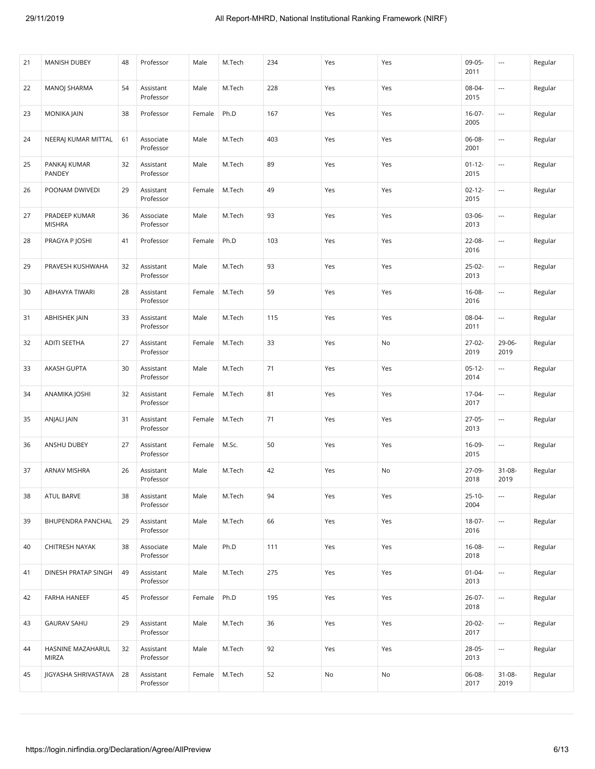| 21 | MANISH DUBEY | 48 | Professor | Male | M.Tech | 234 | Yes | Yes | 09-05-2011 | --- | Regular |
|---|---|---|---|---|---|---|---|---|---|---|---|
| 22 | MANOJ SHARMA | 54 | Assistant Professor | Male | M.Tech | 228 | Yes | Yes | 08-04-2015 | --- | Regular |
| 23 | MONIKA JAIN | 38 | Professor | Female | Ph.D | 167 | Yes | Yes | 16-07-2005 | --- | Regular |
| 24 | NEERAJ KUMAR MITTAL | 61 | Associate Professor | Male | M.Tech | 403 | Yes | Yes | 06-08-2001 | --- | Regular |
| 25 | PANKAJ KUMAR PANDEY | 32 | Assistant Professor | Male | M.Tech | 89 | Yes | Yes | 01-12-2015 | --- | Regular |
| 26 | POONAM DWIVEDI | 29 | Assistant Professor | Female | M.Tech | 49 | Yes | Yes | 02-12-2015 | --- | Regular |
| 27 | PRADEEP KUMAR MISHRA | 36 | Associate Professor | Male | M.Tech | 93 | Yes | Yes | 03-06-2013 | --- | Regular |
| 28 | PRAGYA P JOSHI | 41 | Professor | Female | Ph.D | 103 | Yes | Yes | 22-08-2016 | --- | Regular |
| 29 | PRAVESH KUSHWAHA | 32 | Assistant Professor | Male | M.Tech | 93 | Yes | Yes | 25-02-2013 | --- | Regular |
| 30 | ABHAVYA TIWARI | 28 | Assistant Professor | Female | M.Tech | 59 | Yes | Yes | 16-08-2016 | --- | Regular |
| 31 | ABHISHEK JAIN | 33 | Assistant Professor | Male | M.Tech | 115 | Yes | Yes | 08-04-2011 | --- | Regular |
| 32 | ADITI SEETHA | 27 | Assistant Professor | Female | M.Tech | 33 | Yes | No | 27-02-2019 | 29-06-2019 | Regular |
| 33 | AKASH GUPTA | 30 | Assistant Professor | Male | M.Tech | 71 | Yes | Yes | 05-12-2014 | --- | Regular |
| 34 | ANAMIKA JOSHI | 32 | Assistant Professor | Female | M.Tech | 81 | Yes | Yes | 17-04-2017 | --- | Regular |
| 35 | ANJALI JAIN | 31 | Assistant Professor | Female | M.Tech | 71 | Yes | Yes | 27-05-2013 | --- | Regular |
| 36 | ANSHU DUBEY | 27 | Assistant Professor | Female | M.Sc. | 50 | Yes | Yes | 16-09-2015 | --- | Regular |
| 37 | ARNAV MISHRA | 26 | Assistant Professor | Male | M.Tech | 42 | Yes | No | 27-09-2018 | 31-08-2019 | Regular |
| 38 | ATUL BARVE | 38 | Assistant Professor | Male | M.Tech | 94 | Yes | Yes | 25-10-2004 | --- | Regular |
| 39 | BHUPENDRA PANCHAL | 29 | Assistant Professor | Male | M.Tech | 66 | Yes | Yes | 18-07-2016 | --- | Regular |
| 40 | CHITRESH NAYAK | 38 | Associate Professor | Male | Ph.D | 111 | Yes | Yes | 16-08-2018 | --- | Regular |
| 41 | DINESH PRATAP SINGH | 49 | Assistant Professor | Male | M.Tech | 275 | Yes | Yes | 01-04-2013 | --- | Regular |
| 42 | FARHA HANEEF | 45 | Professor | Female | Ph.D | 195 | Yes | Yes | 26-07-2018 | --- | Regular |
| 43 | GAURAV SAHU | 29 | Assistant Professor | Male | M.Tech | 36 | Yes | Yes | 20-02-2017 | --- | Regular |
| 44 | HASNINE MAZAHARUL MIRZA | 32 | Assistant Professor | Male | M.Tech | 92 | Yes | Yes | 28-05-2013 | --- | Regular |
| 45 | JIGYASHA SHRIVASTAVA | 28 | Assistant Professor | Female | M.Tech | 52 | No | No | 06-08-2017 | 31-08-2019 | Regular |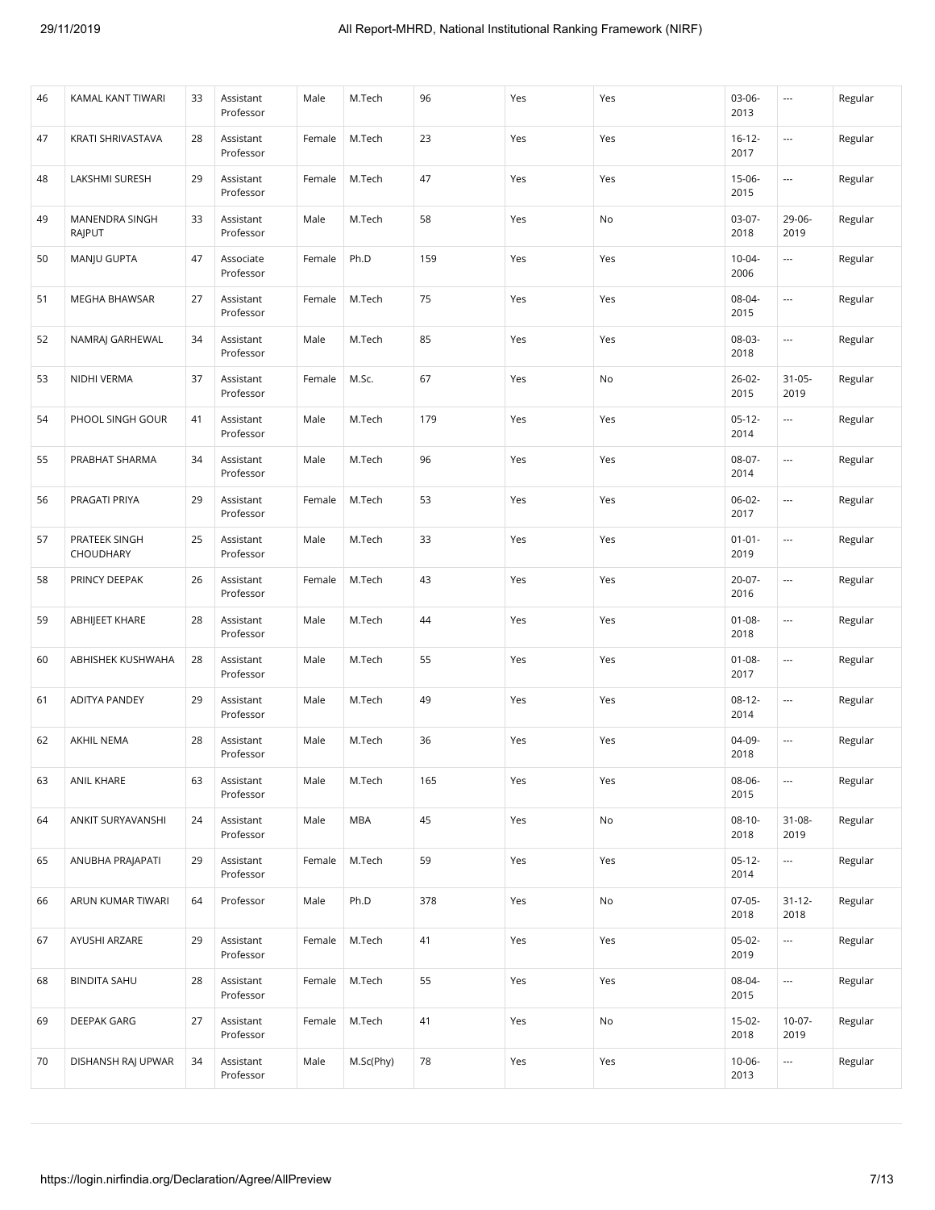| 46 | KAMAL KANT TIWARI | 33 | Assistant Professor | Male | M.Tech | 96 | Yes | Yes | 03-06-2013 | --- | Regular |
|---|---|---|---|---|---|---|---|---|---|---|---|
| 47 | KRATI SHRIVASTAVA | 28 | Assistant Professor | Female | M.Tech | 23 | Yes | Yes | 16-12-2017 | --- | Regular |
| 48 | LAKSHMI SURESH | 29 | Assistant Professor | Female | M.Tech | 47 | Yes | Yes | 15-06-2015 | --- | Regular |
| 49 | MANENDRA SINGH RAJPUT | 33 | Assistant Professor | Male | M.Tech | 58 | Yes | No | 03-07-2018 | 29-06-2019 | Regular |
| 50 | MANJU GUPTA | 47 | Associate Professor | Female | Ph.D | 159 | Yes | Yes | 10-04-2006 | --- | Regular |
| 51 | MEGHA BHAWSAR | 27 | Assistant Professor | Female | M.Tech | 75 | Yes | Yes | 08-04-2015 | --- | Regular |
| 52 | NAMRAJ GARHEWAL | 34 | Assistant Professor | Male | M.Tech | 85 | Yes | Yes | 08-03-2018 | --- | Regular |
| 53 | NIDHI VERMA | 37 | Assistant Professor | Female | M.Sc. | 67 | Yes | No | 26-02-2015 | 31-05-2019 | Regular |
| 54 | PHOOL SINGH GOUR | 41 | Assistant Professor | Male | M.Tech | 179 | Yes | Yes | 05-12-2014 | --- | Regular |
| 55 | PRABHAT SHARMA | 34 | Assistant Professor | Male | M.Tech | 96 | Yes | Yes | 08-07-2014 | --- | Regular |
| 56 | PRAGATI PRIYA | 29 | Assistant Professor | Female | M.Tech | 53 | Yes | Yes | 06-02-2017 | --- | Regular |
| 57 | PRATEEK SINGH CHOUDHARY | 25 | Assistant Professor | Male | M.Tech | 33 | Yes | Yes | 01-01-2019 | --- | Regular |
| 58 | PRINCY DEEPAK | 26 | Assistant Professor | Female | M.Tech | 43 | Yes | Yes | 20-07-2016 | --- | Regular |
| 59 | ABHIJEET KHARE | 28 | Assistant Professor | Male | M.Tech | 44 | Yes | Yes | 01-08-2018 | --- | Regular |
| 60 | ABHISHEK KUSHWAHA | 28 | Assistant Professor | Male | M.Tech | 55 | Yes | Yes | 01-08-2017 | --- | Regular |
| 61 | ADITYA PANDEY | 29 | Assistant Professor | Male | M.Tech | 49 | Yes | Yes | 08-12-2014 | --- | Regular |
| 62 | AKHIL NEMA | 28 | Assistant Professor | Male | M.Tech | 36 | Yes | Yes | 04-09-2018 | --- | Regular |
| 63 | ANIL KHARE | 63 | Assistant Professor | Male | M.Tech | 165 | Yes | Yes | 08-06-2015 | --- | Regular |
| 64 | ANKIT SURYAVANSHI | 24 | Assistant Professor | Male | MBA | 45 | Yes | No | 08-10-2018 | 31-08-2019 | Regular |
| 65 | ANUBHA PRAJAPATI | 29 | Assistant Professor | Female | M.Tech | 59 | Yes | Yes | 05-12-2014 | --- | Regular |
| 66 | ARUN KUMAR TIWARI | 64 | Professor | Male | Ph.D | 378 | Yes | No | 07-05-2018 | 31-12-2018 | Regular |
| 67 | AYUSHI ARZARE | 29 | Assistant Professor | Female | M.Tech | 41 | Yes | Yes | 05-02-2019 | --- | Regular |
| 68 | BINDITA SAHU | 28 | Assistant Professor | Female | M.Tech | 55 | Yes | Yes | 08-04-2015 | --- | Regular |
| 69 | DEEPAK GARG | 27 | Assistant Professor | Female | M.Tech | 41 | Yes | No | 15-02-2018 | 10-07-2019 | Regular |
| 70 | DISHANSH RAJ UPWAR | 34 | Assistant Professor | Male | M.Sc(Phy) | 78 | Yes | Yes | 10-06-2013 | --- | Regular |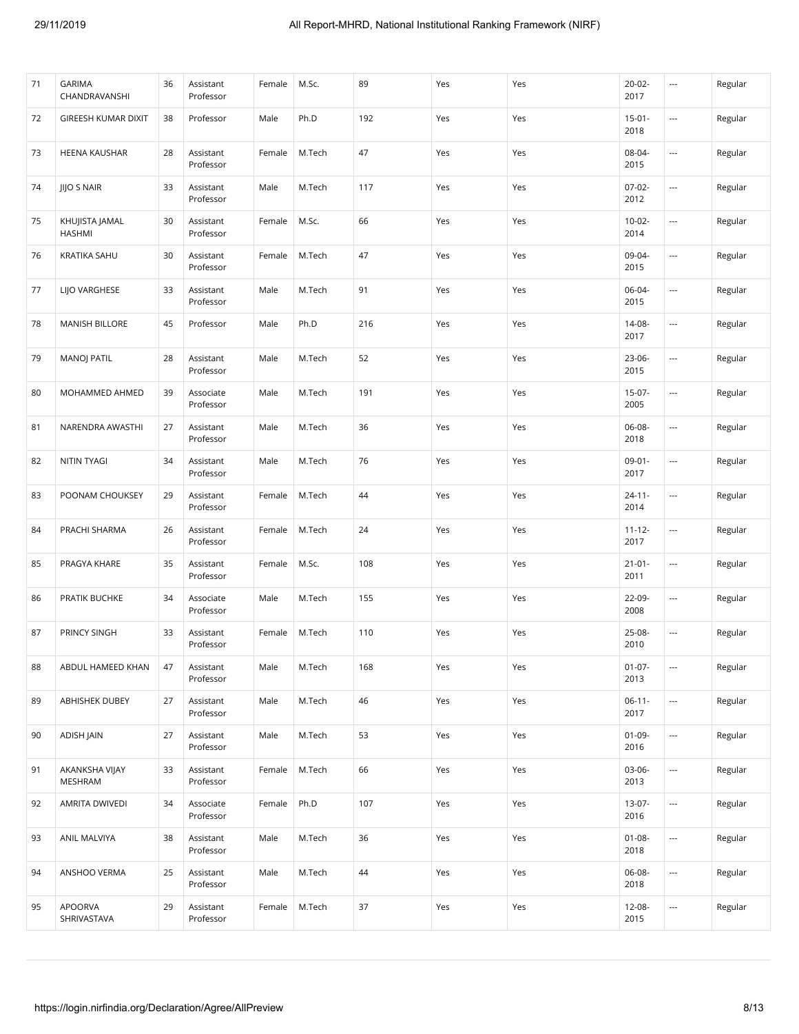| 71 | GARIMA CHANDRAVANSHI | 36 | Assistant Professor | Female | M.Sc. | 89 | Yes | Yes | 20-02-2017 | --- | Regular |
|---|---|---|---|---|---|---|---|---|---|---|---|
| 72 | GIREESH KUMAR DIXIT | 38 | Professor | Male | Ph.D | 192 | Yes | Yes | 15-01-2018 | --- | Regular |
| 73 | HEENA KAUSHAR | 28 | Assistant Professor | Female | M.Tech | 47 | Yes | Yes | 08-04-2015 | --- | Regular |
| 74 | JIJO S NAIR | 33 | Assistant Professor | Male | M.Tech | 117 | Yes | Yes | 07-02-2012 | --- | Regular |
| 75 | KHUJISTA JAMAL HASHMI | 30 | Assistant Professor | Female | M.Sc. | 66 | Yes | Yes | 10-02-2014 | --- | Regular |
| 76 | KRATIKA SAHU | 30 | Assistant Professor | Female | M.Tech | 47 | Yes | Yes | 09-04-2015 | --- | Regular |
| 77 | LIJO VARGHESE | 33 | Assistant Professor | Male | M.Tech | 91 | Yes | Yes | 06-04-2015 | --- | Regular |
| 78 | MANISH BILLORE | 45 | Professor | Male | Ph.D | 216 | Yes | Yes | 14-08-2017 | --- | Regular |
| 79 | MANOJ PATIL | 28 | Assistant Professor | Male | M.Tech | 52 | Yes | Yes | 23-06-2015 | --- | Regular |
| 80 | MOHAMMED AHMED | 39 | Associate Professor | Male | M.Tech | 191 | Yes | Yes | 15-07-2005 | --- | Regular |
| 81 | NARENDRA AWASTHI | 27 | Assistant Professor | Male | M.Tech | 36 | Yes | Yes | 06-08-2018 | --- | Regular |
| 82 | NITIN TYAGI | 34 | Assistant Professor | Male | M.Tech | 76 | Yes | Yes | 09-01-2017 | --- | Regular |
| 83 | POONAM CHOUKSEY | 29 | Assistant Professor | Female | M.Tech | 44 | Yes | Yes | 24-11-2014 | --- | Regular |
| 84 | PRACHI SHARMA | 26 | Assistant Professor | Female | M.Tech | 24 | Yes | Yes | 11-12-2017 | --- | Regular |
| 85 | PRAGYA KHARE | 35 | Assistant Professor | Female | M.Sc. | 108 | Yes | Yes | 21-01-2011 | --- | Regular |
| 86 | PRATIK BUCHKE | 34 | Associate Professor | Male | M.Tech | 155 | Yes | Yes | 22-09-2008 | --- | Regular |
| 87 | PRINCY SINGH | 33 | Assistant Professor | Female | M.Tech | 110 | Yes | Yes | 25-08-2010 | --- | Regular |
| 88 | ABDUL HAMEED KHAN | 47 | Assistant Professor | Male | M.Tech | 168 | Yes | Yes | 01-07-2013 | --- | Regular |
| 89 | ABHISHEK DUBEY | 27 | Assistant Professor | Male | M.Tech | 46 | Yes | Yes | 06-11-2017 | --- | Regular |
| 90 | ADISH JAIN | 27 | Assistant Professor | Male | M.Tech | 53 | Yes | Yes | 01-09-2016 | --- | Regular |
| 91 | AKANKSHA VIJAY MESHRAM | 33 | Assistant Professor | Female | M.Tech | 66 | Yes | Yes | 03-06-2013 | --- | Regular |
| 92 | AMRITA DWIVEDI | 34 | Associate Professor | Female | Ph.D | 107 | Yes | Yes | 13-07-2016 | --- | Regular |
| 93 | ANIL MALVIYA | 38 | Assistant Professor | Male | M.Tech | 36 | Yes | Yes | 01-08-2018 | --- | Regular |
| 94 | ANSHOO VERMA | 25 | Assistant Professor | Male | M.Tech | 44 | Yes | Yes | 06-08-2018 | --- | Regular |
| 95 | APOORVA SHRIVASTAVA | 29 | Assistant Professor | Female | M.Tech | 37 | Yes | Yes | 12-08-2015 | --- | Regular |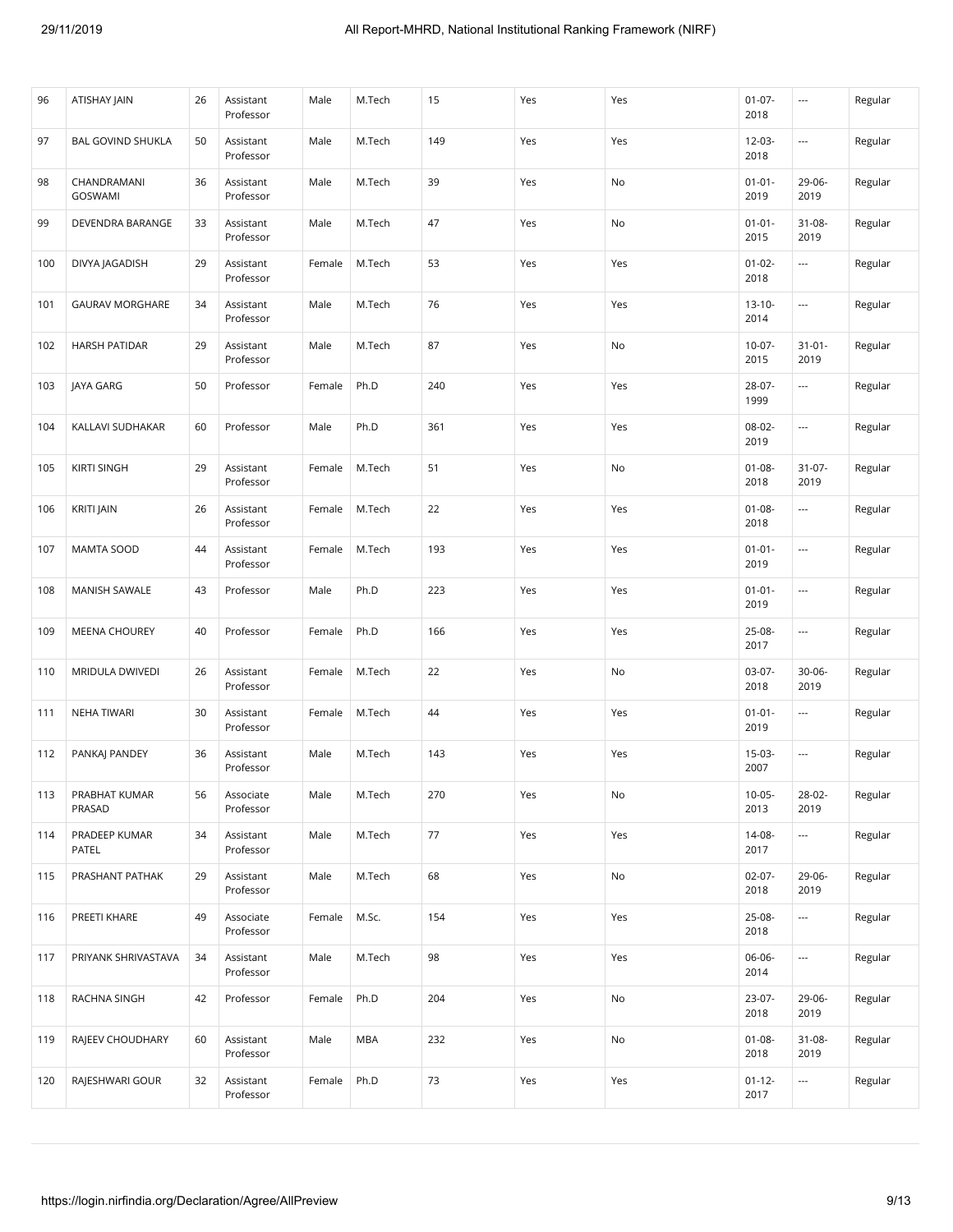| 96 | ATISHAY JAIN | 26 | Assistant Professor | Male | M.Tech | 15 | Yes | Yes | 01-07-2018 | --- | Regular |
|---|---|---|---|---|---|---|---|---|---|---|---|
| 97 | BAL GOVIND SHUKLA | 50 | Assistant Professor | Male | M.Tech | 149 | Yes | Yes | 12-03-2018 | --- | Regular |
| 98 | CHANDRAMANI GOSWAMI | 36 | Assistant Professor | Male | M.Tech | 39 | Yes | No | 01-01-2019 | 29-06-2019 | Regular |
| 99 | DEVENDRA BARANGE | 33 | Assistant Professor | Male | M.Tech | 47 | Yes | No | 01-01-2015 | 31-08-2019 | Regular |
| 100 | DIVYA JAGADISH | 29 | Assistant Professor | Female | M.Tech | 53 | Yes | Yes | 01-02-2018 | --- | Regular |
| 101 | GAURAV MORGHARE | 34 | Assistant Professor | Male | M.Tech | 76 | Yes | Yes | 13-10-2014 | --- | Regular |
| 102 | HARSH PATIDAR | 29 | Assistant Professor | Male | M.Tech | 87 | Yes | No | 10-07-2015 | 31-01-2019 | Regular |
| 103 | JAYA GARG | 50 | Professor | Female | Ph.D | 240 | Yes | Yes | 28-07-1999 | --- | Regular |
| 104 | KALLAVI SUDHAKAR | 60 | Professor | Male | Ph.D | 361 | Yes | Yes | 08-02-2019 | --- | Regular |
| 105 | KIRTI SINGH | 29 | Assistant Professor | Female | M.Tech | 51 | Yes | No | 01-08-2018 | 31-07-2019 | Regular |
| 106 | KRITI JAIN | 26 | Assistant Professor | Female | M.Tech | 22 | Yes | Yes | 01-08-2018 | --- | Regular |
| 107 | MAMTA SOOD | 44 | Assistant Professor | Female | M.Tech | 193 | Yes | Yes | 01-01-2019 | --- | Regular |
| 108 | MANISH SAWALE | 43 | Professor | Male | Ph.D | 223 | Yes | Yes | 01-01-2019 | --- | Regular |
| 109 | MEENA CHOUREY | 40 | Professor | Female | Ph.D | 166 | Yes | Yes | 25-08-2017 | --- | Regular |
| 110 | MRIDULA DWIVEDI | 26 | Assistant Professor | Female | M.Tech | 22 | Yes | No | 03-07-2018 | 30-06-2019 | Regular |
| 111 | NEHA TIWARI | 30 | Assistant Professor | Female | M.Tech | 44 | Yes | Yes | 01-01-2019 | --- | Regular |
| 112 | PANKAJ PANDEY | 36 | Assistant Professor | Male | M.Tech | 143 | Yes | Yes | 15-03-2007 | --- | Regular |
| 113 | PRABHAT KUMAR PRASAD | 56 | Associate Professor | Male | M.Tech | 270 | Yes | No | 10-05-2013 | 28-02-2019 | Regular |
| 114 | PRADEEP KUMAR PATEL | 34 | Assistant Professor | Male | M.Tech | 77 | Yes | Yes | 14-08-2017 | --- | Regular |
| 115 | PRASHANT PATHAK | 29 | Assistant Professor | Male | M.Tech | 68 | Yes | No | 02-07-2018 | 29-06-2019 | Regular |
| 116 | PREETI KHARE | 49 | Associate Professor | Female | M.Sc. | 154 | Yes | Yes | 25-08-2018 | --- | Regular |
| 117 | PRIYANK SHRIVASTAVA | 34 | Assistant Professor | Male | M.Tech | 98 | Yes | Yes | 06-06-2014 | --- | Regular |
| 118 | RACHNA SINGH | 42 | Professor | Female | Ph.D | 204 | Yes | No | 23-07-2018 | 29-06-2019 | Regular |
| 119 | RAJEEV CHOUDHARY | 60 | Assistant Professor | Male | MBA | 232 | Yes | No | 01-08-2018 | 31-08-2019 | Regular |
| 120 | RAJESHWARI GOUR | 32 | Assistant Professor | Female | Ph.D | 73 | Yes | Yes | 01-12-2017 | --- | Regular |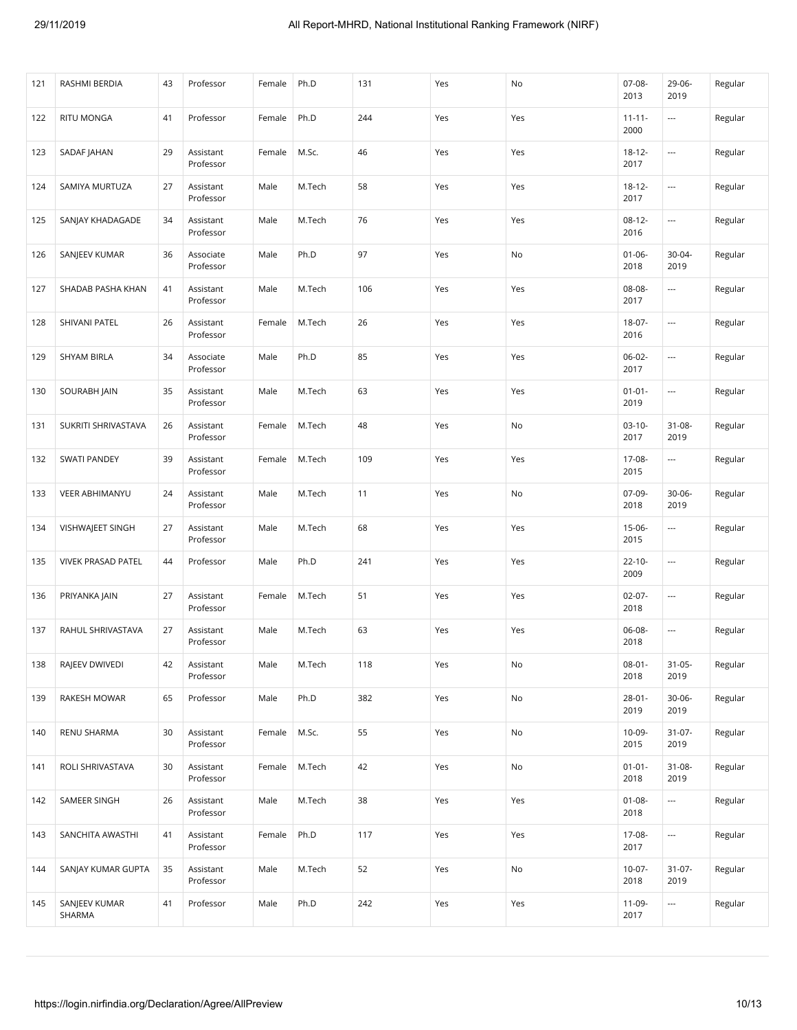| 121 | RASHMI BERDIA | 43 | Professor | Female | Ph.D | 131 | Yes | No | 07-08-2013 | 29-06-2019 | Regular |
|---|---|---|---|---|---|---|---|---|---|---|---|
| 122 | RITU MONGA | 41 | Professor | Female | Ph.D | 244 | Yes | Yes | 11-11-2000 | --- | Regular |
| 123 | SADAF JAHAN | 29 | Assistant Professor | Female | M.Sc. | 46 | Yes | Yes | 18-12-2017 | --- | Regular |
| 124 | SAMIYA MURTUZA | 27 | Assistant Professor | Male | M.Tech | 58 | Yes | Yes | 18-12-2017 | --- | Regular |
| 125 | SANJAY KHADAGADE | 34 | Assistant Professor | Male | M.Tech | 76 | Yes | Yes | 08-12-2016 | --- | Regular |
| 126 | SANJEEV KUMAR | 36 | Associate Professor | Male | Ph.D | 97 | Yes | No | 01-06-2018 | 30-04-2019 | Regular |
| 127 | SHADAB PASHA KHAN | 41 | Assistant Professor | Male | M.Tech | 106 | Yes | Yes | 08-08-2017 | --- | Regular |
| 128 | SHIVANI PATEL | 26 | Assistant Professor | Female | M.Tech | 26 | Yes | Yes | 18-07-2016 | --- | Regular |
| 129 | SHYAM BIRLA | 34 | Associate Professor | Male | Ph.D | 85 | Yes | Yes | 06-02-2017 | --- | Regular |
| 130 | SOURABH JAIN | 35 | Assistant Professor | Male | M.Tech | 63 | Yes | Yes | 01-01-2019 | --- | Regular |
| 131 | SUKRITI SHRIVASTAVA | 26 | Assistant Professor | Female | M.Tech | 48 | Yes | No | 03-10-2017 | 31-08-2019 | Regular |
| 132 | SWATI PANDEY | 39 | Assistant Professor | Female | M.Tech | 109 | Yes | Yes | 17-08-2015 | --- | Regular |
| 133 | VEER ABHIMANYU | 24 | Assistant Professor | Male | M.Tech | 11 | Yes | No | 07-09-2018 | 30-06-2019 | Regular |
| 134 | VISHWAJEET SINGH | 27 | Assistant Professor | Male | M.Tech | 68 | Yes | Yes | 15-06-2015 | --- | Regular |
| 135 | VIVEK PRASAD PATEL | 44 | Professor | Male | Ph.D | 241 | Yes | Yes | 22-10-2009 | --- | Regular |
| 136 | PRIYANKA JAIN | 27 | Assistant Professor | Female | M.Tech | 51 | Yes | Yes | 02-07-2018 | --- | Regular |
| 137 | RAHUL SHRIVASTAVA | 27 | Assistant Professor | Male | M.Tech | 63 | Yes | Yes | 06-08-2018 | --- | Regular |
| 138 | RAJEEV DWIVEDI | 42 | Assistant Professor | Male | M.Tech | 118 | Yes | No | 08-01-2018 | 31-05-2019 | Regular |
| 139 | RAKESH MOWAR | 65 | Professor | Male | Ph.D | 382 | Yes | No | 28-01-2019 | 30-06-2019 | Regular |
| 140 | RENU SHARMA | 30 | Assistant Professor | Female | M.Sc. | 55 | Yes | No | 10-09-2015 | 31-07-2019 | Regular |
| 141 | ROLI SHRIVASTAVA | 30 | Assistant Professor | Female | M.Tech | 42 | Yes | No | 01-01-2018 | 31-08-2019 | Regular |
| 142 | SAMEER SINGH | 26 | Assistant Professor | Male | M.Tech | 38 | Yes | Yes | 01-08-2018 | --- | Regular |
| 143 | SANCHITA AWASTHI | 41 | Assistant Professor | Female | Ph.D | 117 | Yes | Yes | 17-08-2017 | --- | Regular |
| 144 | SANJAY KUMAR GUPTA | 35 | Assistant Professor | Male | M.Tech | 52 | Yes | No | 10-07-2018 | 31-07-2019 | Regular |
| 145 | SANJEEV KUMAR SHARMA | 41 | Professor | Male | Ph.D | 242 | Yes | Yes | 11-09-2017 | --- | Regular |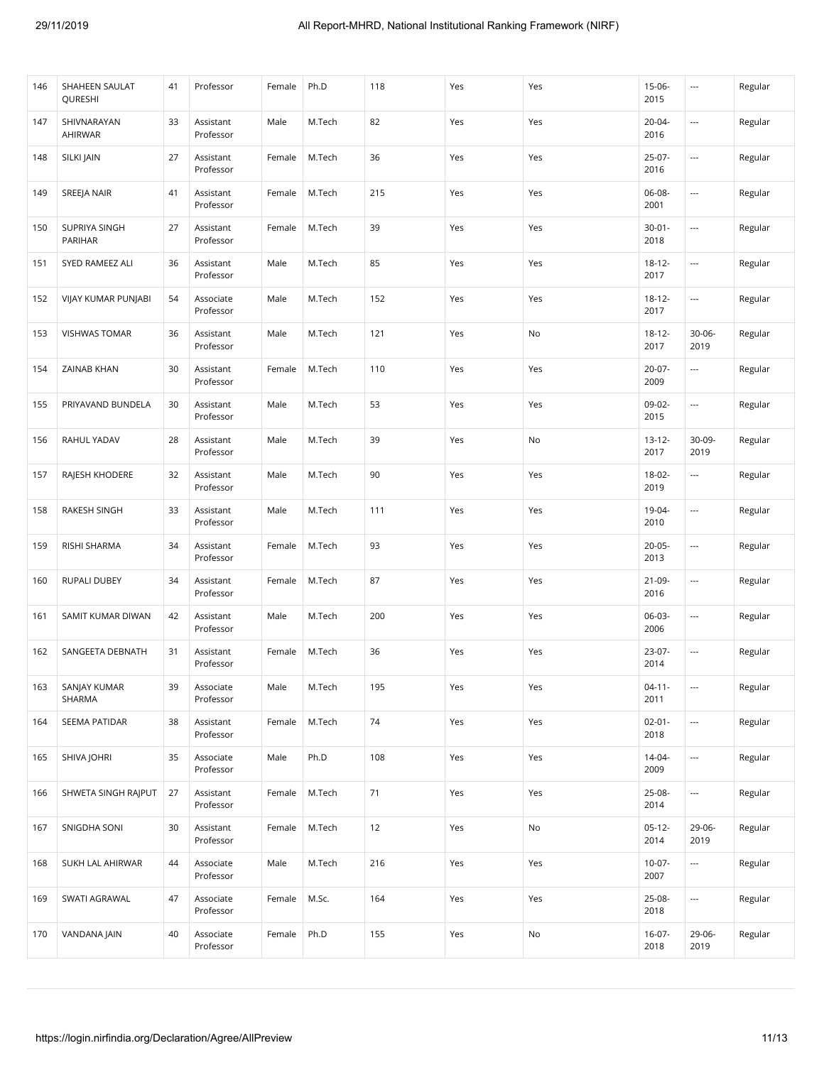| 146 | SHAHEEN SAULAT QURESHI | 41 | Professor | Female | Ph.D | 118 | Yes | Yes | 15-06-2015 | --- | Regular |
|---|---|---|---|---|---|---|---|---|---|---|---|
| 147 | SHIVNARAYAN AHIRWAR | 33 | Assistant Professor | Male | M.Tech | 82 | Yes | Yes | 20-04-2016 | --- | Regular |
| 148 | SILKI JAIN | 27 | Assistant Professor | Female | M.Tech | 36 | Yes | Yes | 25-07-2016 | --- | Regular |
| 149 | SREEJA NAIR | 41 | Assistant Professor | Female | M.Tech | 215 | Yes | Yes | 06-08-2001 | --- | Regular |
| 150 | SUPRIYA SINGH PARIHAR | 27 | Assistant Professor | Female | M.Tech | 39 | Yes | Yes | 30-01-2018 | --- | Regular |
| 151 | SYED RAMEEZ ALI | 36 | Assistant Professor | Male | M.Tech | 85 | Yes | Yes | 18-12-2017 | --- | Regular |
| 152 | VIJAY KUMAR PUNJABI | 54 | Associate Professor | Male | M.Tech | 152 | Yes | Yes | 18-12-2017 | --- | Regular |
| 153 | VISHWAS TOMAR | 36 | Assistant Professor | Male | M.Tech | 121 | Yes | No | 18-12-2017 | 30-06-2019 | Regular |
| 154 | ZAINAB KHAN | 30 | Assistant Professor | Female | M.Tech | 110 | Yes | Yes | 20-07-2009 | --- | Regular |
| 155 | PRIYAVAND BUNDELA | 30 | Assistant Professor | Male | M.Tech | 53 | Yes | Yes | 09-02-2015 | --- | Regular |
| 156 | RAHUL YADAV | 28 | Assistant Professor | Male | M.Tech | 39 | Yes | No | 13-12-2017 | 30-09-2019 | Regular |
| 157 | RAJESH KHODERE | 32 | Assistant Professor | Male | M.Tech | 90 | Yes | Yes | 18-02-2019 | --- | Regular |
| 158 | RAKESH SINGH | 33 | Assistant Professor | Male | M.Tech | 111 | Yes | Yes | 19-04-2010 | --- | Regular |
| 159 | RISHI SHARMA | 34 | Assistant Professor | Female | M.Tech | 93 | Yes | Yes | 20-05-2013 | --- | Regular |
| 160 | RUPALI DUBEY | 34 | Assistant Professor | Female | M.Tech | 87 | Yes | Yes | 21-09-2016 | --- | Regular |
| 161 | SAMIT KUMAR DIWAN | 42 | Assistant Professor | Male | M.Tech | 200 | Yes | Yes | 06-03-2006 | --- | Regular |
| 162 | SANGEETA DEBNATH | 31 | Assistant Professor | Female | M.Tech | 36 | Yes | Yes | 23-07-2014 | --- | Regular |
| 163 | SANJAY KUMAR SHARMA | 39 | Associate Professor | Male | M.Tech | 195 | Yes | Yes | 04-11-2011 | --- | Regular |
| 164 | SEEMA PATIDAR | 38 | Assistant Professor | Female | M.Tech | 74 | Yes | Yes | 02-01-2018 | --- | Regular |
| 165 | SHIVA JOHRI | 35 | Associate Professor | Male | Ph.D | 108 | Yes | Yes | 14-04-2009 | --- | Regular |
| 166 | SHWETA SINGH RAJPUT | 27 | Assistant Professor | Female | M.Tech | 71 | Yes | Yes | 25-08-2014 | --- | Regular |
| 167 | SNIGDHA SONI | 30 | Assistant Professor | Female | M.Tech | 12 | Yes | No | 05-12-2014 | 29-06-2019 | Regular |
| 168 | SUKH LAL AHIRWAR | 44 | Associate Professor | Male | M.Tech | 216 | Yes | Yes | 10-07-2007 | --- | Regular |
| 169 | SWATI AGRAWAL | 47 | Associate Professor | Female | M.Sc. | 164 | Yes | Yes | 25-08-2018 | --- | Regular |
| 170 | VANDANA JAIN | 40 | Associate Professor | Female | Ph.D | 155 | Yes | No | 16-07-2018 | 29-06-2019 | Regular |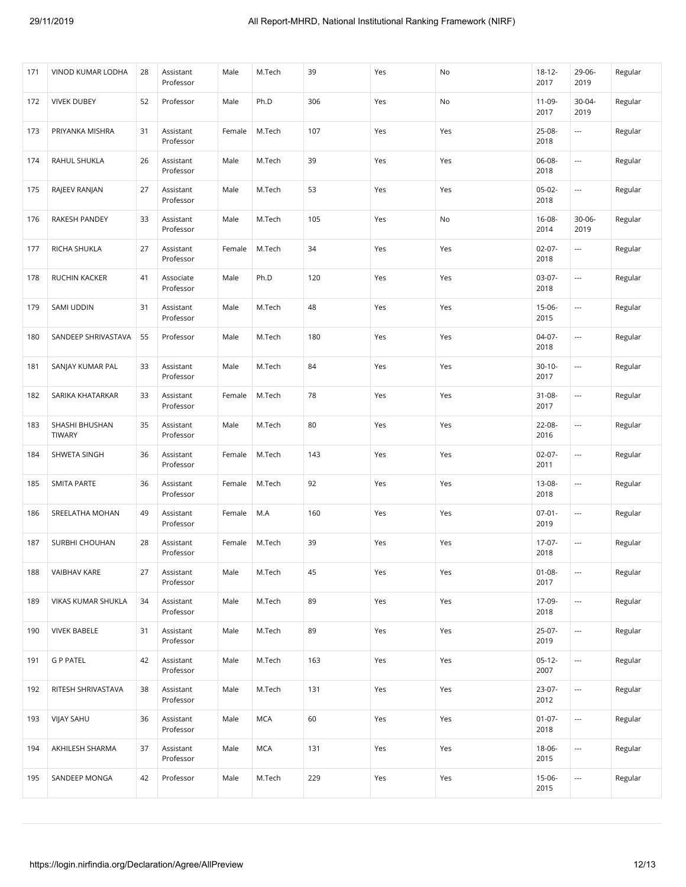| 171 | VINOD KUMAR LODHA | 28 | Assistant Professor | Male | M.Tech | 39 | Yes | No | 18-12-2017 | 29-06-2019 | Regular |
|---|---|---|---|---|---|---|---|---|---|---|---|
| 172 | VIVEK DUBEY | 52 | Professor | Male | Ph.D | 306 | Yes | No | 11-09-2017 | 30-04-2019 | Regular |
| 173 | PRIYANKA MISHRA | 31 | Assistant Professor | Female | M.Tech | 107 | Yes | Yes | 25-08-2018 | --- | Regular |
| 174 | RAHUL SHUKLA | 26 | Assistant Professor | Male | M.Tech | 39 | Yes | Yes | 06-08-2018 | --- | Regular |
| 175 | RAJEEV RANJAN | 27 | Assistant Professor | Male | M.Tech | 53 | Yes | Yes | 05-02-2018 | --- | Regular |
| 176 | RAKESH PANDEY | 33 | Assistant Professor | Male | M.Tech | 105 | Yes | No | 16-08-2014 | 30-06-2019 | Regular |
| 177 | RICHA SHUKLA | 27 | Assistant Professor | Female | M.Tech | 34 | Yes | Yes | 02-07-2018 | --- | Regular |
| 178 | RUCHIN KACKER | 41 | Associate Professor | Male | Ph.D | 120 | Yes | Yes | 03-07-2018 | --- | Regular |
| 179 | SAMI UDDIN | 31 | Assistant Professor | Male | M.Tech | 48 | Yes | Yes | 15-06-2015 | --- | Regular |
| 180 | SANDEEP SHRIVASTAVA | 55 | Professor | Male | M.Tech | 180 | Yes | Yes | 04-07-2018 | --- | Regular |
| 181 | SANJAY KUMAR PAL | 33 | Assistant Professor | Male | M.Tech | 84 | Yes | Yes | 30-10-2017 | --- | Regular |
| 182 | SARIKA KHATARKAR | 33 | Assistant Professor | Female | M.Tech | 78 | Yes | Yes | 31-08-2017 | --- | Regular |
| 183 | SHASHI BHUSHAN TIWARY | 35 | Assistant Professor | Male | M.Tech | 80 | Yes | Yes | 22-08-2016 | --- | Regular |
| 184 | SHWETA SINGH | 36 | Assistant Professor | Female | M.Tech | 143 | Yes | Yes | 02-07-2011 | --- | Regular |
| 185 | SMITA PARTE | 36 | Assistant Professor | Female | M.Tech | 92 | Yes | Yes | 13-08-2018 | --- | Regular |
| 186 | SREELATHA MOHAN | 49 | Assistant Professor | Female | M.A | 160 | Yes | Yes | 07-01-2019 | --- | Regular |
| 187 | SURBHI CHOUHAN | 28 | Assistant Professor | Female | M.Tech | 39 | Yes | Yes | 17-07-2018 | --- | Regular |
| 188 | VAIBHAV KARE | 27 | Assistant Professor | Male | M.Tech | 45 | Yes | Yes | 01-08-2017 | --- | Regular |
| 189 | VIKAS KUMAR SHUKLA | 34 | Assistant Professor | Male | M.Tech | 89 | Yes | Yes | 17-09-2018 | --- | Regular |
| 190 | VIVEK BABELE | 31 | Assistant Professor | Male | M.Tech | 89 | Yes | Yes | 25-07-2019 | --- | Regular |
| 191 | G P PATEL | 42 | Assistant Professor | Male | M.Tech | 163 | Yes | Yes | 05-12-2007 | --- | Regular |
| 192 | RITESH SHRIVASTAVA | 38 | Assistant Professor | Male | M.Tech | 131 | Yes | Yes | 23-07-2012 | --- | Regular |
| 193 | VIJAY SAHU | 36 | Assistant Professor | Male | MCA | 60 | Yes | Yes | 01-07-2018 | --- | Regular |
| 194 | AKHILESH SHARMA | 37 | Assistant Professor | Male | MCA | 131 | Yes | Yes | 18-06-2015 | --- | Regular |
| 195 | SANDEEP MONGA | 42 | Professor | Male | M.Tech | 229 | Yes | Yes | 15-06-2015 | --- | Regular |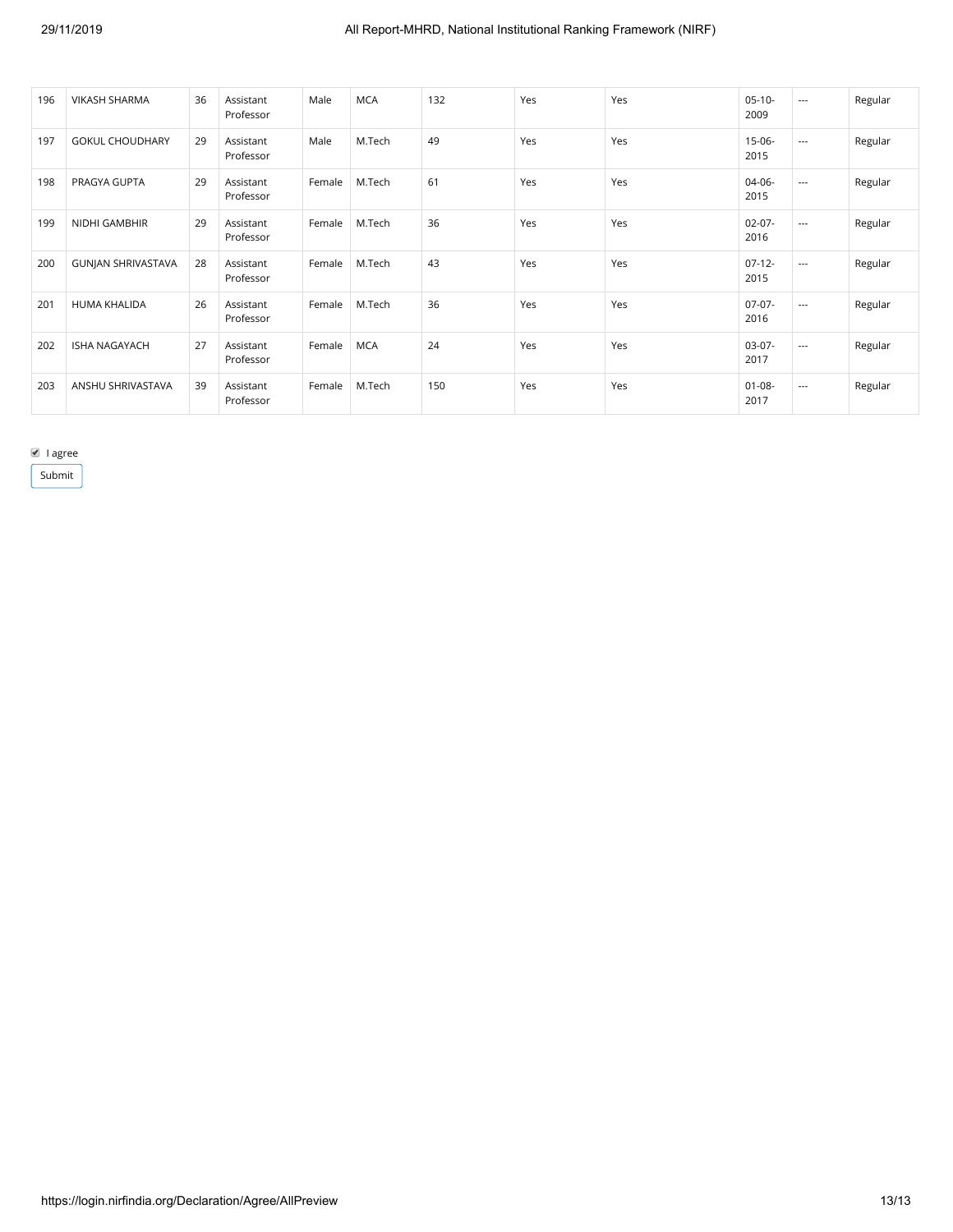| | | | | | | | | | | | |
|---|---|---|---|---|---|---|---|---|---|---|---|
| 196 | VIKASH SHARMA | 36 | Assistant Professor | Male | MCA | 132 | Yes | Yes | 05-10-2009 | --- | Regular |
| 197 | GOKUL CHOUDHARY | 29 | Assistant Professor | Male | M.Tech | 49 | Yes | Yes | 15-06-2015 | --- | Regular |
| 198 | PRAGYA GUPTA | 29 | Assistant Professor | Female | M.Tech | 61 | Yes | Yes | 04-06-2015 | --- | Regular |
| 199 | NIDHI GAMBHIR | 29 | Assistant Professor | Female | M.Tech | 36 | Yes | Yes | 02-07-2016 | --- | Regular |
| 200 | GUNJAN SHRIVASTAVA | 28 | Assistant Professor | Female | M.Tech | 43 | Yes | Yes | 07-12-2015 | --- | Regular |
| 201 | HUMA KHALIDA | 26 | Assistant Professor | Female | M.Tech | 36 | Yes | Yes | 07-07-2016 | --- | Regular |
| 202 | ISHA NAGAYACH | 27 | Assistant Professor | Female | MCA | 24 | Yes | Yes | 03-07-2017 | --- | Regular |
| 203 | ANSHU SHRIVASTAVA | 39 | Assistant Professor | Female | M.Tech | 150 | Yes | Yes | 01-08-2017 | --- | Regular |

☑ I agree

Submit